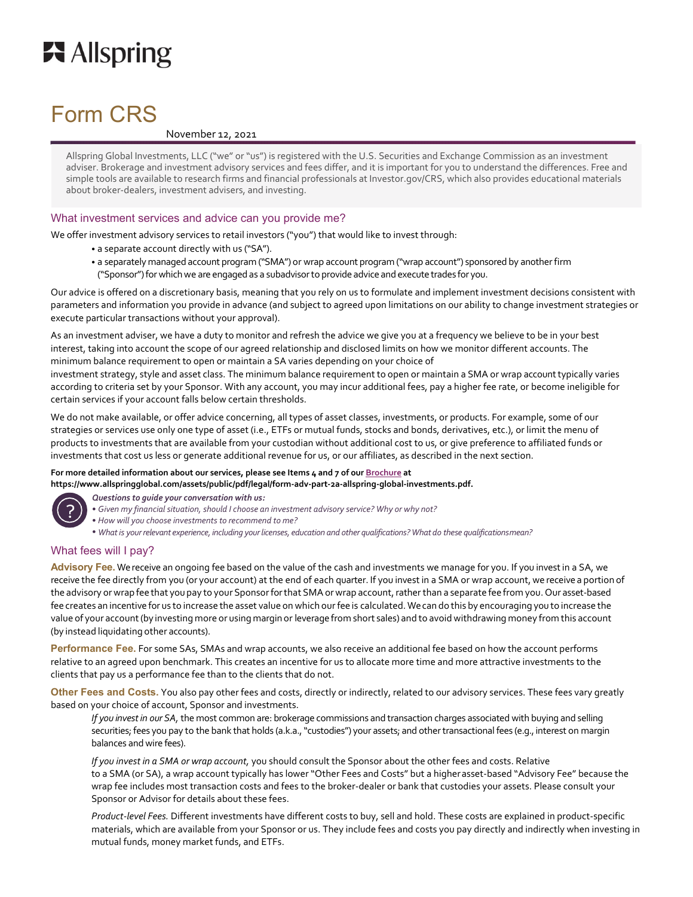# Form CRS

November 12, 2021

Allspring Global Investments, LLC ("we" or "us") is registered with the U.S. Securities and Exchange Commission as an investment adviser. Brokerage and investment advisory services and fees differ, and it is important for you to understand the differences. Free and simple tools are available to research firms and financial professionals at Investor.gov/CRS, which also provides educational materials about broker-dealers, investment advisers, and investing.

## What investment services and advice can you provide me?

We offer investment advisory services to retail investors ("you") that would like to invest through:

- a separate account directly with us ("SA").
- a separately managed account program ("SMA") or wrap account program ("wrap account") sponsored by another firm ("Sponsor") for which we are engaged as a subadvisor to provide advice and execute trades for you.

Our advice is offered on a discretionary basis, meaning that you rely on us to formulate and implement investment decisions consistent with parameters and information you provide in advance (and subject to agreed upon limitations on our ability to change investment strategies or execute particular transactions without your approval).

As an investment adviser, we have a duty to monitor and refresh the advice we give you at a frequency we believe to be in your best interest, taking into account the scope of our agreed relationship and disclosed limits on how we monitor different accounts. The minimum balance requirement to open or maintain a SA varies depending on your choice of investment strategy, style and asset class. The minimum balance requirement to open or maintain a SMA or wrap account typically varies according to criteria set by your Sponsor. With any account, you may incur additional fees, pay a higher fee rate, or become ineligible for certain services if your account falls below certain thresholds.

We do not make available, or offer advice concerning, all types of asset classes, investments, or products. For example, some of our strategies or services use only one type of asset (i.e., ETFs or mutual funds, stocks and bonds, derivatives, etc.), or limit the menu of products to investments that are available from your custodian without additional cost to us, or give preference to affiliated funds or investments that cost us less or generate additional revenue for us, or our affiliates, as described in the next section.

**For more detailed information about our services, please see Items 4 and 7 of our Brochure at https://www.allspringglobal.com/assets/public/pdf/legal/form-adv-part-2a-allspring-global-investments.pdf.**

***Questions to guide your conversation with us:***

- *Given my financial situation, should I choose an investment advisory service? Why or why not?*
- *How will you choose investments to recommend to me?*
- *What is your relevant experience, including your licenses, education and other qualifications? What do these qualifications mean?*

## What fees will I pay?

**Advisory Fee.** We receive an ongoing fee based on the value of the cash and investments we manage for you. If you invest in a SA, we receive the fee directly from you (or your account) at the end of each quarter. If you invest in a SMA or wrap account, we receive a portion of the advisory or wrap fee that you pay to your Sponsor for that SMA or wrap account, rather than a separate fee from you. Our asset-based fee creates an incentive for us to increase the asset value on which our fee is calculated. We can do this by encouraging you to increase the value of your account (by investing more or using margin or leverage from short sales) and to avoid withdrawing money from this account (by instead liquidating other accounts).

**Performance Fee.** For some SAs, SMAs and wrap accounts, we also receive an additional fee based on how the account performs relative to an agreed upon benchmark. This creates an incentive for us to allocate more time and more attractive investments to the clients that pay us a performance fee than to the clients that do not.

**Other Fees and Costs.** You also pay other fees and costs, directly or indirectly, related to our advisory services. These fees vary greatly based on your choice of account, Sponsor and investments.

*If you invest in our SA,* the most common are: brokerage commissions and transaction charges associated with buying and selling securities; fees you pay to the bank that holds (a.k.a., "custodies") your assets; and other transactional fees (e.g., interest on margin balances and wire fees).

*If you invest in a SMA or wrap account,* you should consult the Sponsor about the other fees and costs. Relative to a SMA (or SA), a wrap account typically has lower "Other Fees and Costs" but a higher asset-based "Advisory Fee" because the wrap fee includes most transaction costs and fees to the broker-dealer or bank that custodies your assets. Please consult your Sponsor or Advisor for details about these fees.

*Product-level Fees.* Different investments have different costs to buy, sell and hold. These costs are explained in product-specific materials, which are available from your Sponsor or us. They include fees and costs you pay directly and indirectly when investing in mutual funds, money market funds, and ETFs.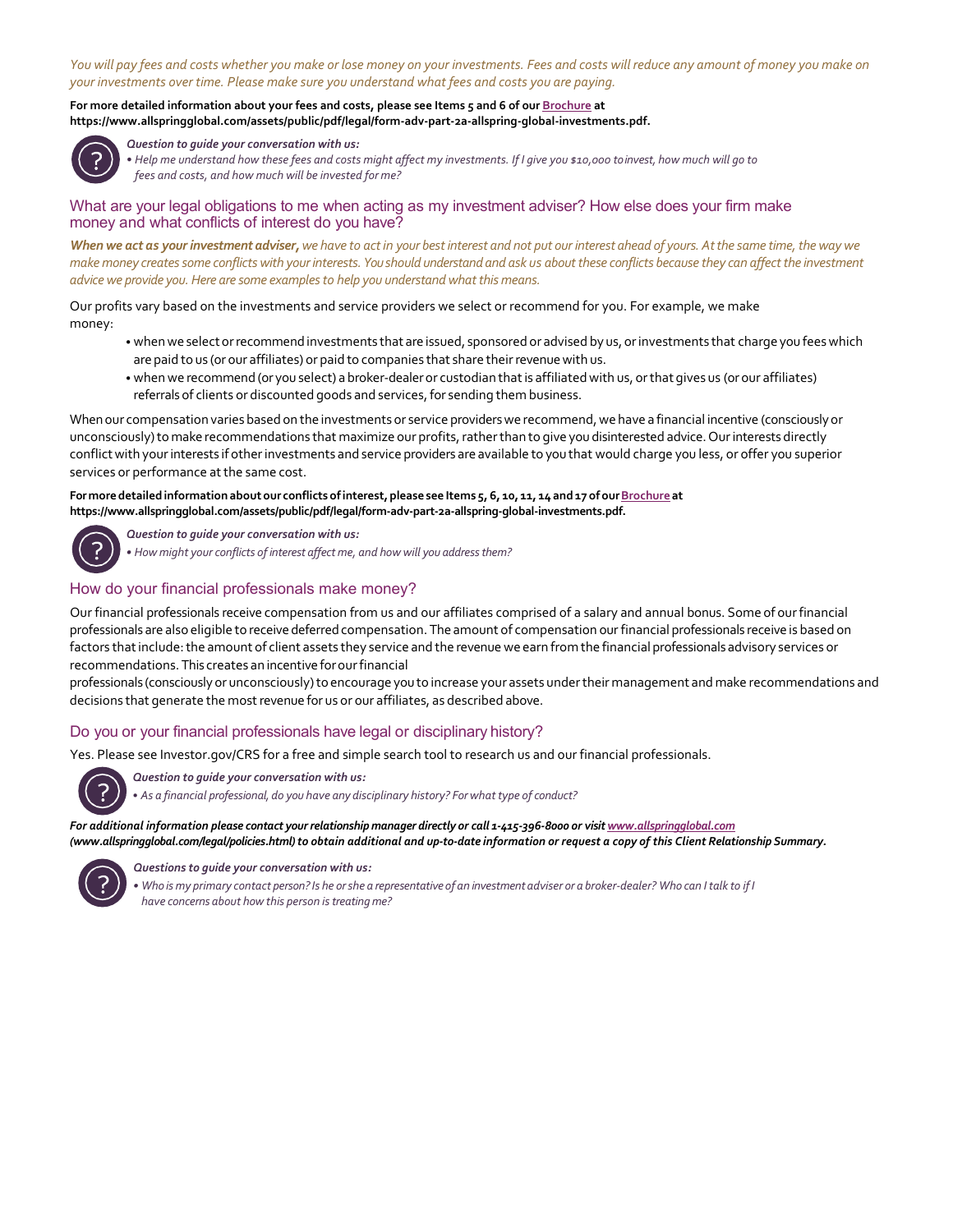*You will pay fees and costs whether you make or lose money on your investments. Fees and costs will reduce any amount of money you make on your investments over time. Please make sure you understand what fees and costs you are paying.*

**For more detailed information about your fees and costs, please see Items 5 and 6 of our Brochure at https://www.allspringglobal.com/assets/public/pdf/legal/form-adv-part-2a-allspring-global-investments.pdf.**

***Question to guide your conversation with us:***

- *Help me understand how these fees and costs might affect my investments. If I give you $10,000 to invest, how much will go to fees and costs, and how much will be invested for me?*

## What are your legal obligations to me when acting as my investment adviser? How else does your firm make money and what conflicts of interest do you have?

***When we act as your investment adviser,*** *we have to act in your best interest and not put our interest ahead of yours. At the same time, the way we make money creates some conflicts with your interests. You should understand and ask us about these conflicts because they can affect the investment advice we provide you. Here are some examples to help you understand what this means.*

Our profits vary based on the investments and service providers we select or recommend for you. For example, we make money:

- when we select or recommend investments that are issued, sponsored or advised by us, or investments that charge you fees which are paid to us (or our affiliates) or paid to companies that share their revenue with us.
- when we recommend (or you select) a broker-dealer or custodian that is affiliated with us, or that gives us (or our affiliates) referrals of clients or discounted goods and services, for sending them business.

When our compensation varies based on the investments or service providers we recommend, we have a financial incentive (consciously or unconsciously) to make recommendations that maximize our profits, rather than to give you disinterested advice. Our interests directly conflict with your interests if other investments and service providers are available to you that would charge you less, or offer you superior services or performance at the same cost.

**For more detailed information about our conflicts of interest, please see Items 5, 6, 10, 11, 14 and 17 of our Brochure at https://www.allspringglobal.com/assets/public/pdf/legal/form-adv-part-2a-allspring-global-investments.pdf.**

***Question to guide your conversation with us:***

- *How might your conflicts of interest affect me, and how will you address them?*

## How do your financial professionals make money?

Our financial professionals receive compensation from us and our affiliates comprised of a salary and annual bonus. Some of our financial professionals are also eligible to receive deferred compensation. The amount of compensation our financial professionals receive is based on factors that include: the amount of client assets they service and the revenue we earn from the financial professionals advisory services or recommendations. This creates an incentive for our financial professionals (consciously or unconsciously) to encourage you to increase your assets under their management and make recommendations and decisions that generate the most revenue for us or our affiliates, as described above.

## Do you or your financial professionals have legal or disciplinary history?

Yes. Please see Investor.gov/CRS for a free and simple search tool to research us and our financial professionals.

***Question to guide your conversation with us:***

- *As a financial professional, do you have any disciplinary history? For what type of conduct?*

***For additional information please contact your relationship manager directly or call 1-415-396-8000 or visit www.allspringglobal.com (www.allspringglobal.com/legal/policies.html) to obtain additional and up-to-date information or request a copy of this Client Relationship Summary.***

***Questions to guide your conversation with us:***

- *Who is my primary contact person? Is he or she a representative of an investment adviser or a broker-dealer? Who can I talk to if I have concerns about how this person is treating me?*